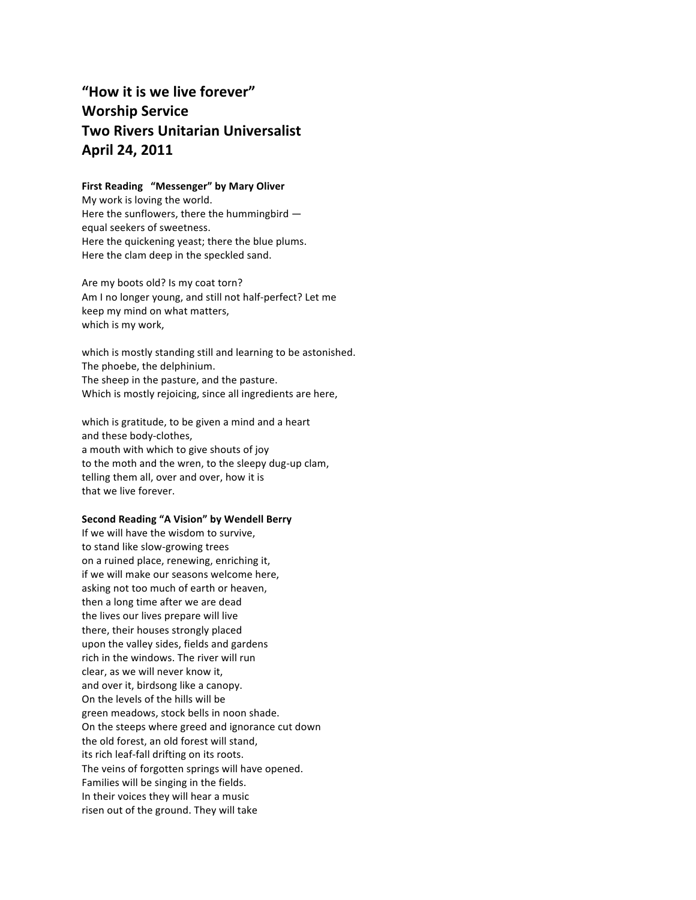# "How it is we live forever"
# Worship Service
# Two Rivers Unitarian Universalist
# April 24, 2011

**First Reading "Messenger" by Mary Oliver**

My work is loving the world.
Here the sunflowers, there the hummingbird —
equal seekers of sweetness.
Here the quickening yeast; there the blue plums.
Here the clam deep in the speckled sand.

Are my boots old? Is my coat torn?
Am I no longer young, and still not half-perfect? Let me
keep my mind on what matters,
which is my work,

which is mostly standing still and learning to be astonished.
The phoebe, the delphinium.
The sheep in the pasture, and the pasture.
Which is mostly rejoicing, since all ingredients are here,

which is gratitude, to be given a mind and a heart
and these body-clothes,
a mouth with which to give shouts of joy
to the moth and the wren, to the sleepy dug-up clam,
telling them all, over and over, how it is
that we live forever.

**Second Reading "A Vision" by Wendell Berry**

If we will have the wisdom to survive,
to stand like slow-growing trees
on a ruined place, renewing, enriching it,
if we will make our seasons welcome here,
asking not too much of earth or heaven,
then a long time after we are dead
the lives our lives prepare will live
there, their houses strongly placed
upon the valley sides, fields and gardens
rich in the windows. The river will run
clear, as we will never know it,
and over it, birdsong like a canopy.
On the levels of the hills will be
green meadows, stock bells in noon shade.
On the steeps where greed and ignorance cut down
the old forest, an old forest will stand,
its rich leaf-fall drifting on its roots.
The veins of forgotten springs will have opened.
Families will be singing in the fields.
In their voices they will hear a music
risen out of the ground. They will take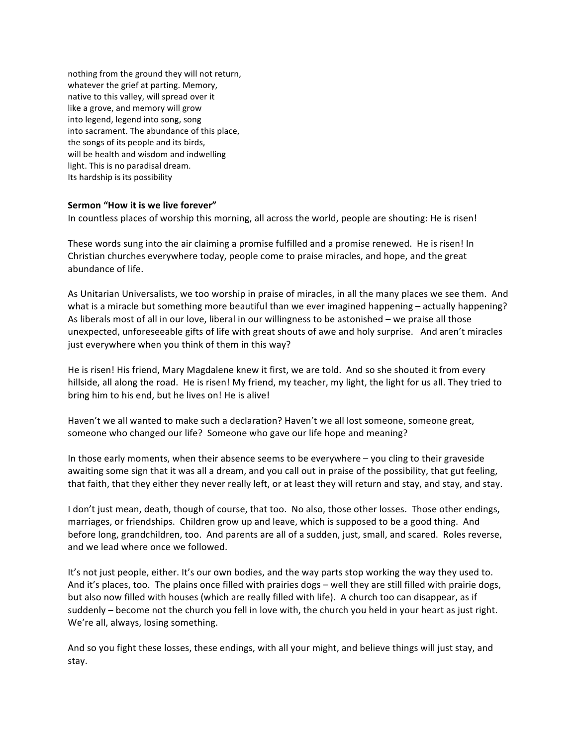nothing from the ground they will not return,
whatever the grief at parting. Memory,
native to this valley, will spread over it
like a grove, and memory will grow
into legend, legend into song, song
into sacrament. The abundance of this place,
the songs of its people and its birds,
will be health and wisdom and indwelling
light. This is no paradisal dream.
Its hardship is its possibility

**Sermon "How it is we live forever"**

In countless places of worship this morning, all across the world, people are shouting: He is risen!

These words sung into the air claiming a promise fulfilled and a promise renewed. He is risen! In Christian churches everywhere today, people come to praise miracles, and hope, and the great abundance of life.

As Unitarian Universalists, we too worship in praise of miracles, in all the many places we see them. And what is a miracle but something more beautiful than we ever imagined happening – actually happening? As liberals most of all in our love, liberal in our willingness to be astonished – we praise all those unexpected, unforeseeable gifts of life with great shouts of awe and holy surprise. And aren't miracles just everywhere when you think of them in this way?

He is risen! His friend, Mary Magdalene knew it first, we are told. And so she shouted it from every hillside, all along the road. He is risen! My friend, my teacher, my light, the light for us all. They tried to bring him to his end, but he lives on! He is alive!

Haven't we all wanted to make such a declaration? Haven't we all lost someone, someone great, someone who changed our life? Someone who gave our life hope and meaning?

In those early moments, when their absence seems to be everywhere – you cling to their graveside awaiting some sign that it was all a dream, and you call out in praise of the possibility, that gut feeling, that faith, that they either they never really left, or at least they will return and stay, and stay, and stay.

I don't just mean, death, though of course, that too. No also, those other losses. Those other endings, marriages, or friendships. Children grow up and leave, which is supposed to be a good thing. And before long, grandchildren, too. And parents are all of a sudden, just, small, and scared. Roles reverse, and we lead where once we followed.

It's not just people, either. It's our own bodies, and the way parts stop working the way they used to. And it's places, too. The plains once filled with prairies dogs – well they are still filled with prairie dogs, but also now filled with houses (which are really filled with life). A church too can disappear, as if suddenly – become not the church you fell in love with, the church you held in your heart as just right. We're all, always, losing something.

And so you fight these losses, these endings, with all your might, and believe things will just stay, and stay.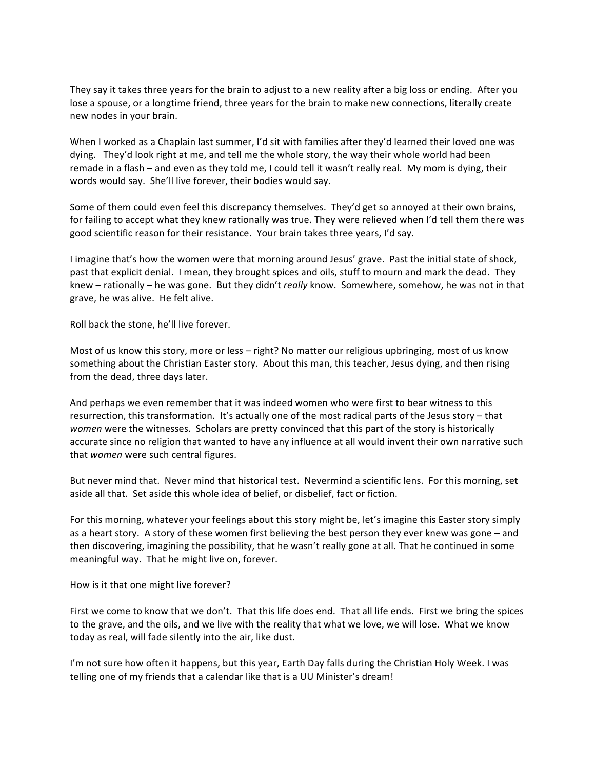They say it takes three years for the brain to adjust to a new reality after a big loss or ending. After you lose a spouse, or a longtime friend, three years for the brain to make new connections, literally create new nodes in your brain.

When I worked as a Chaplain last summer, I'd sit with families after they'd learned their loved one was dying. They'd look right at me, and tell me the whole story, the way their whole world had been remade in a flash – and even as they told me, I could tell it wasn't really real. My mom is dying, their words would say. She'll live forever, their bodies would say.

Some of them could even feel this discrepancy themselves. They'd get so annoyed at their own brains, for failing to accept what they knew rationally was true. They were relieved when I'd tell them there was good scientific reason for their resistance. Your brain takes three years, I'd say.

I imagine that's how the women were that morning around Jesus' grave. Past the initial state of shock, past that explicit denial. I mean, they brought spices and oils, stuff to mourn and mark the dead. They knew – rationally – he was gone. But they didn't *really* know. Somewhere, somehow, he was not in that grave, he was alive. He felt alive.

Roll back the stone, he'll live forever.

Most of us know this story, more or less – right? No matter our religious upbringing, most of us know something about the Christian Easter story. About this man, this teacher, Jesus dying, and then rising from the dead, three days later.

And perhaps we even remember that it was indeed women who were first to bear witness to this resurrection, this transformation. It's actually one of the most radical parts of the Jesus story – that *women* were the witnesses. Scholars are pretty convinced that this part of the story is historically accurate since no religion that wanted to have any influence at all would invent their own narrative such that *women* were such central figures.

But never mind that. Never mind that historical test. Nevermind a scientific lens. For this morning, set aside all that. Set aside this whole idea of belief, or disbelief, fact or fiction.

For this morning, whatever your feelings about this story might be, let's imagine this Easter story simply as a heart story. A story of these women first believing the best person they ever knew was gone – and then discovering, imagining the possibility, that he wasn't really gone at all. That he continued in some meaningful way. That he might live on, forever.

How is it that one might live forever?

First we come to know that we don't. That this life does end. That all life ends. First we bring the spices to the grave, and the oils, and we live with the reality that what we love, we will lose. What we know today as real, will fade silently into the air, like dust.

I'm not sure how often it happens, but this year, Earth Day falls during the Christian Holy Week. I was telling one of my friends that a calendar like that is a UU Minister's dream!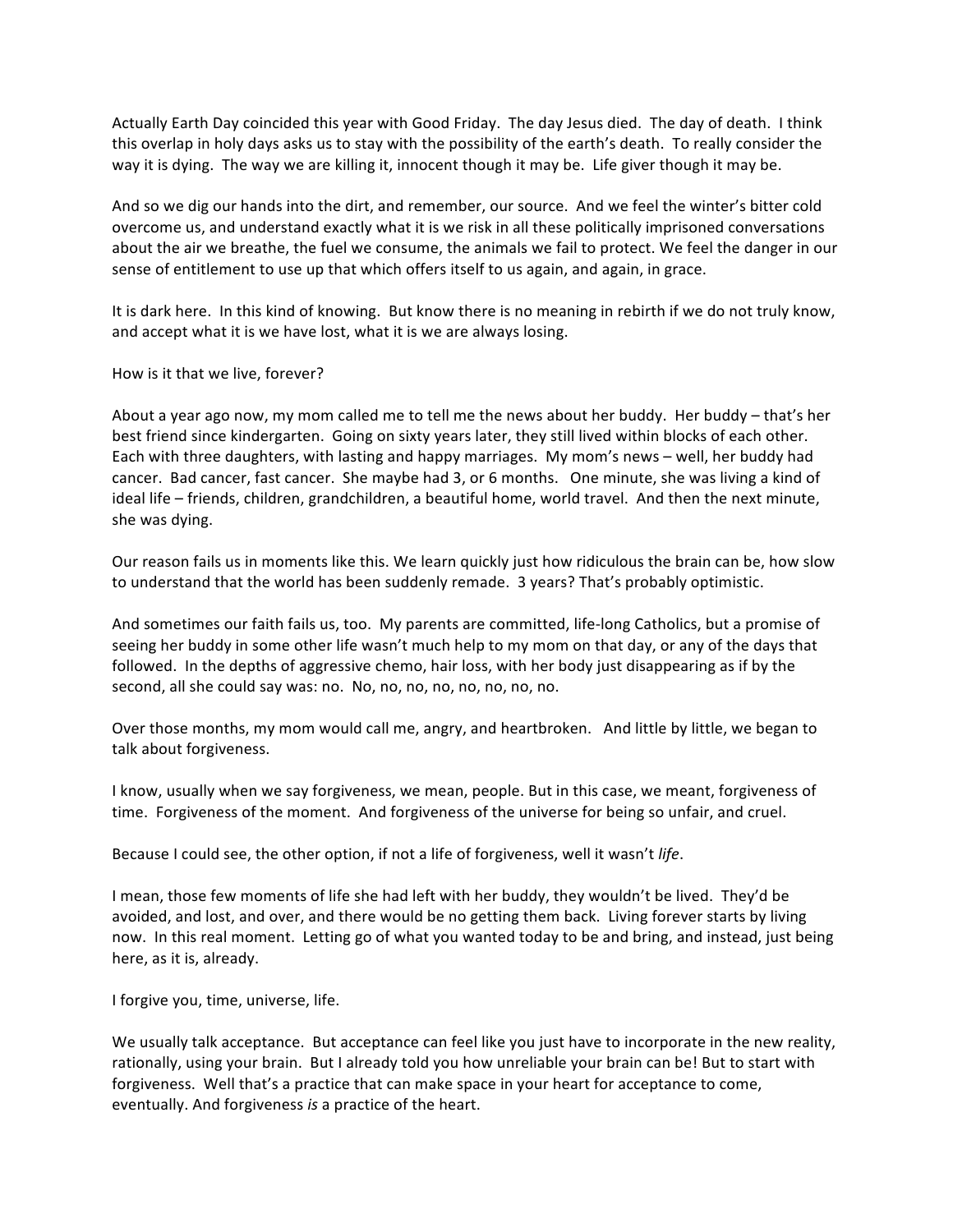Actually Earth Day coincided this year with Good Friday. The day Jesus died. The day of death. I think this overlap in holy days asks us to stay with the possibility of the earth's death. To really consider the way it is dying. The way we are killing it, innocent though it may be. Life giver though it may be.

And so we dig our hands into the dirt, and remember, our source. And we feel the winter's bitter cold overcome us, and understand exactly what it is we risk in all these politically imprisoned conversations about the air we breathe, the fuel we consume, the animals we fail to protect. We feel the danger in our sense of entitlement to use up that which offers itself to us again, and again, in grace.

It is dark here. In this kind of knowing. But know there is no meaning in rebirth if we do not truly know, and accept what it is we have lost, what it is we are always losing.

How is it that we live, forever?

About a year ago now, my mom called me to tell me the news about her buddy. Her buddy – that's her best friend since kindergarten. Going on sixty years later, they still lived within blocks of each other. Each with three daughters, with lasting and happy marriages. My mom's news – well, her buddy had cancer. Bad cancer, fast cancer. She maybe had 3, or 6 months. One minute, she was living a kind of ideal life – friends, children, grandchildren, a beautiful home, world travel. And then the next minute, she was dying.

Our reason fails us in moments like this. We learn quickly just how ridiculous the brain can be, how slow to understand that the world has been suddenly remade. 3 years? That's probably optimistic.

And sometimes our faith fails us, too. My parents are committed, life-long Catholics, but a promise of seeing her buddy in some other life wasn't much help to my mom on that day, or any of the days that followed. In the depths of aggressive chemo, hair loss, with her body just disappearing as if by the second, all she could say was: no. No, no, no, no, no, no, no, no.

Over those months, my mom would call me, angry, and heartbroken. And little by little, we began to talk about forgiveness.

I know, usually when we say forgiveness, we mean, people. But in this case, we meant, forgiveness of time. Forgiveness of the moment. And forgiveness of the universe for being so unfair, and cruel.

Because I could see, the other option, if not a life of forgiveness, well it wasn't *life*.

I mean, those few moments of life she had left with her buddy, they wouldn't be lived. They'd be avoided, and lost, and over, and there would be no getting them back. Living forever starts by living now. In this real moment. Letting go of what you wanted today to be and bring, and instead, just being here, as it is, already.

I forgive you, time, universe, life.

We usually talk acceptance. But acceptance can feel like you just have to incorporate in the new reality, rationally, using your brain. But I already told you how unreliable your brain can be! But to start with forgiveness. Well that's a practice that can make space in your heart for acceptance to come, eventually. And forgiveness *is* a practice of the heart.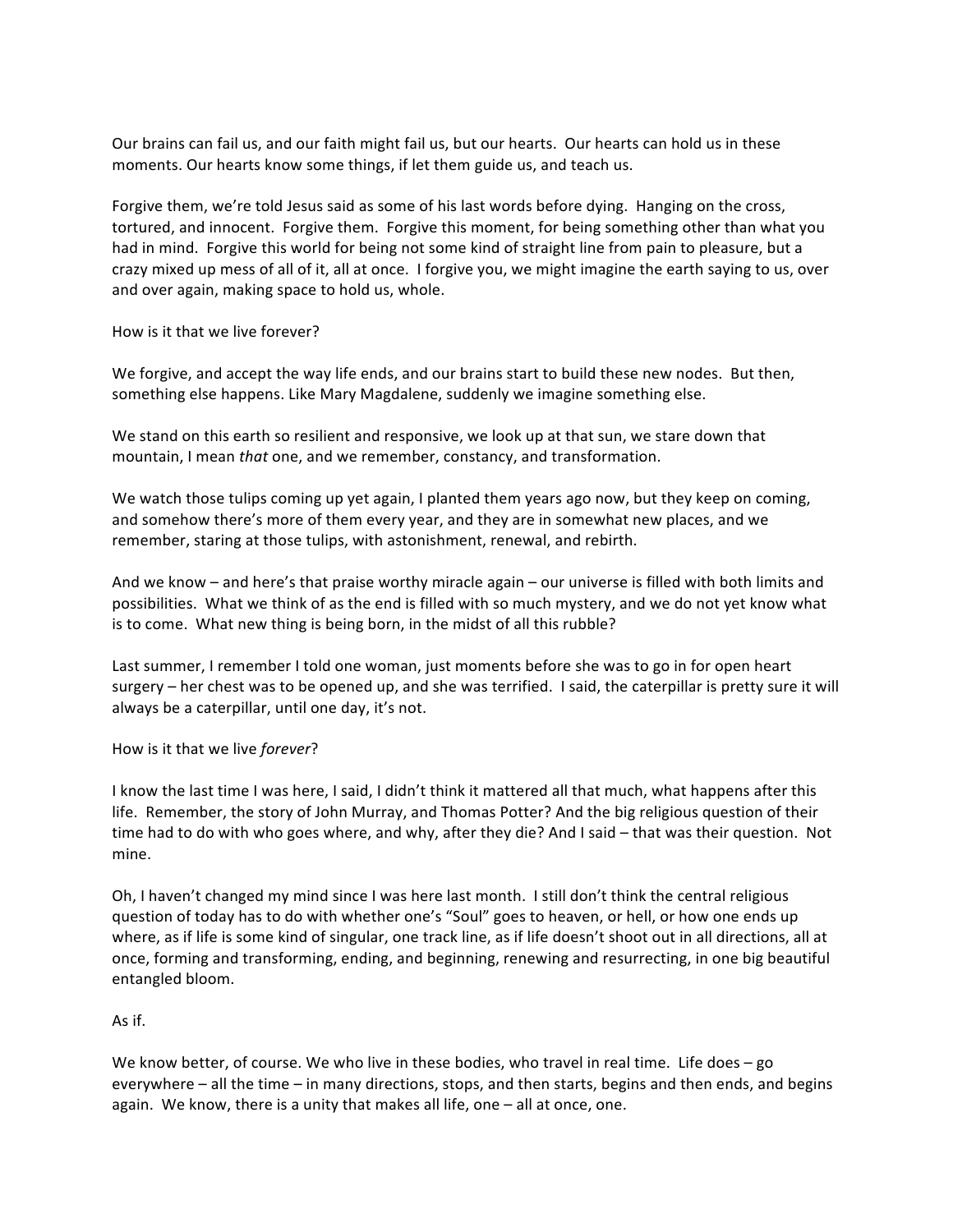Our brains can fail us, and our faith might fail us, but our hearts. Our hearts can hold us in these moments. Our hearts know some things, if let them guide us, and teach us.

Forgive them, we're told Jesus said as some of his last words before dying. Hanging on the cross, tortured, and innocent. Forgive them. Forgive this moment, for being something other than what you had in mind. Forgive this world for being not some kind of straight line from pain to pleasure, but a crazy mixed up mess of all of it, all at once. I forgive you, we might imagine the earth saying to us, over and over again, making space to hold us, whole.

How is it that we live forever?

We forgive, and accept the way life ends, and our brains start to build these new nodes. But then, something else happens. Like Mary Magdalene, suddenly we imagine something else.

We stand on this earth so resilient and responsive, we look up at that sun, we stare down that mountain, I mean *that* one, and we remember, constancy, and transformation.

We watch those tulips coming up yet again, I planted them years ago now, but they keep on coming, and somehow there's more of them every year, and they are in somewhat new places, and we remember, staring at those tulips, with astonishment, renewal, and rebirth.

And we know – and here's that praise worthy miracle again – our universe is filled with both limits and possibilities. What we think of as the end is filled with so much mystery, and we do not yet know what is to come. What new thing is being born, in the midst of all this rubble?

Last summer, I remember I told one woman, just moments before she was to go in for open heart surgery – her chest was to be opened up, and she was terrified. I said, the caterpillar is pretty sure it will always be a caterpillar, until one day, it's not.

How is it that we live *forever*?

I know the last time I was here, I said, I didn't think it mattered all that much, what happens after this life. Remember, the story of John Murray, and Thomas Potter? And the big religious question of their time had to do with who goes where, and why, after they die? And I said – that was their question. Not mine.

Oh, I haven't changed my mind since I was here last month. I still don't think the central religious question of today has to do with whether one's "Soul" goes to heaven, or hell, or how one ends up where, as if life is some kind of singular, one track line, as if life doesn't shoot out in all directions, all at once, forming and transforming, ending, and beginning, renewing and resurrecting, in one big beautiful entangled bloom.

As if.

We know better, of course. We who live in these bodies, who travel in real time. Life does – go everywhere – all the time – in many directions, stops, and then starts, begins and then ends, and begins again. We know, there is a unity that makes all life, one – all at once, one.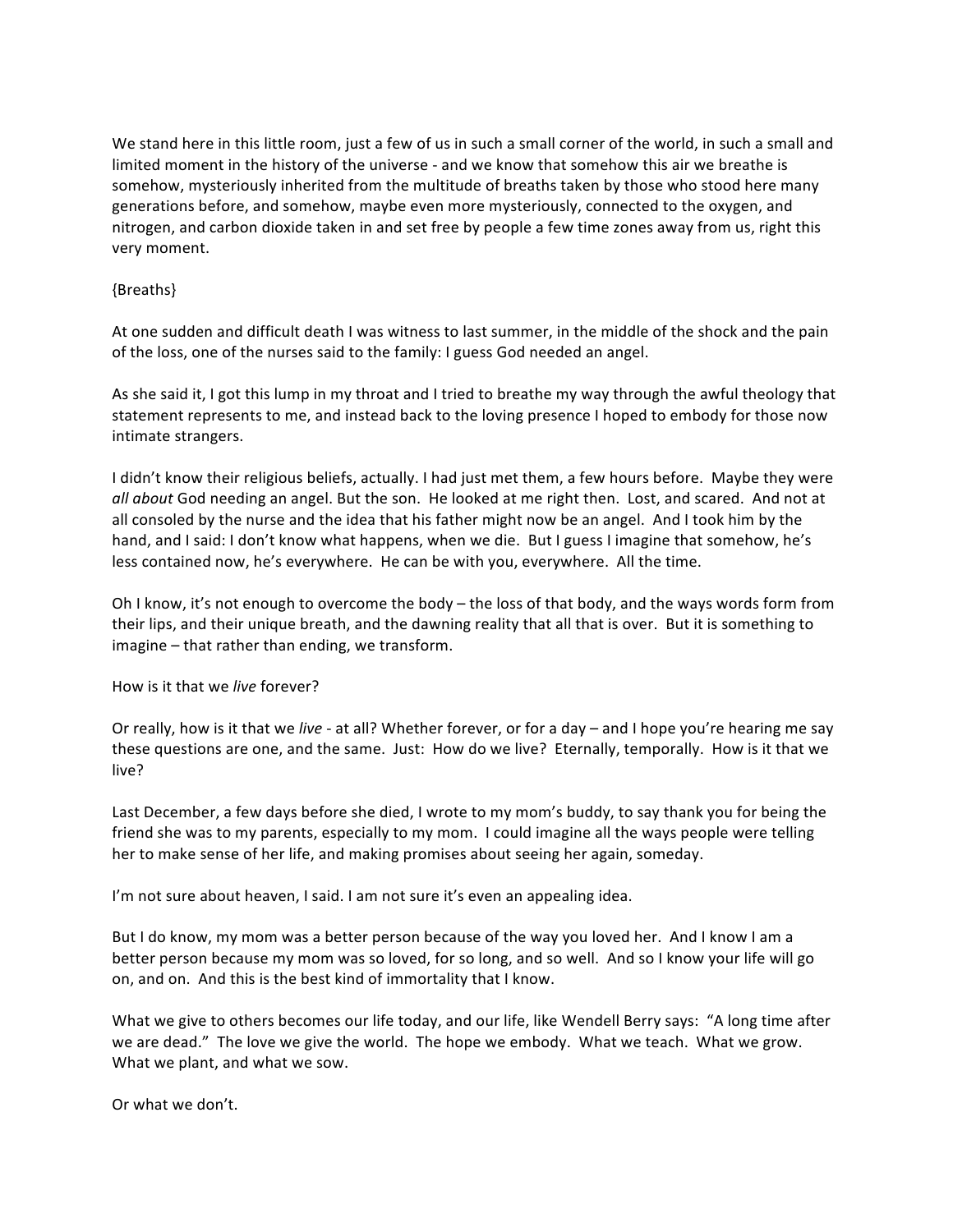We stand here in this little room, just a few of us in such a small corner of the world, in such a small and limited moment in the history of the universe - and we know that somehow this air we breathe is somehow, mysteriously inherited from the multitude of breaths taken by those who stood here many generations before, and somehow, maybe even more mysteriously, connected to the oxygen, and nitrogen, and carbon dioxide taken in and set free by people a few time zones away from us, right this very moment.

{Breaths}

At one sudden and difficult death I was witness to last summer, in the middle of the shock and the pain of the loss, one of the nurses said to the family: I guess God needed an angel.

As she said it, I got this lump in my throat and I tried to breathe my way through the awful theology that statement represents to me, and instead back to the loving presence I hoped to embody for those now intimate strangers.

I didn't know their religious beliefs, actually. I had just met them, a few hours before. Maybe they were *all about* God needing an angel. But the son. He looked at me right then. Lost, and scared. And not at all consoled by the nurse and the idea that his father might now be an angel. And I took him by the hand, and I said: I don't know what happens, when we die. But I guess I imagine that somehow, he's less contained now, he's everywhere. He can be with you, everywhere. All the time.

Oh I know, it's not enough to overcome the body – the loss of that body, and the ways words form from their lips, and their unique breath, and the dawning reality that all that is over. But it is something to imagine – that rather than ending, we transform.

How is it that we *live* forever?

Or really, how is it that we *live* - at all? Whether forever, or for a day – and I hope you're hearing me say these questions are one, and the same. Just: How do we live? Eternally, temporally. How is it that we live?

Last December, a few days before she died, I wrote to my mom's buddy, to say thank you for being the friend she was to my parents, especially to my mom. I could imagine all the ways people were telling her to make sense of her life, and making promises about seeing her again, someday.

I'm not sure about heaven, I said. I am not sure it's even an appealing idea.

But I do know, my mom was a better person because of the way you loved her. And I know I am a better person because my mom was so loved, for so long, and so well. And so I know your life will go on, and on. And this is the best kind of immortality that I know.

What we give to others becomes our life today, and our life, like Wendell Berry says: "A long time after we are dead." The love we give the world. The hope we embody. What we teach. What we grow. What we plant, and what we sow.

Or what we don't.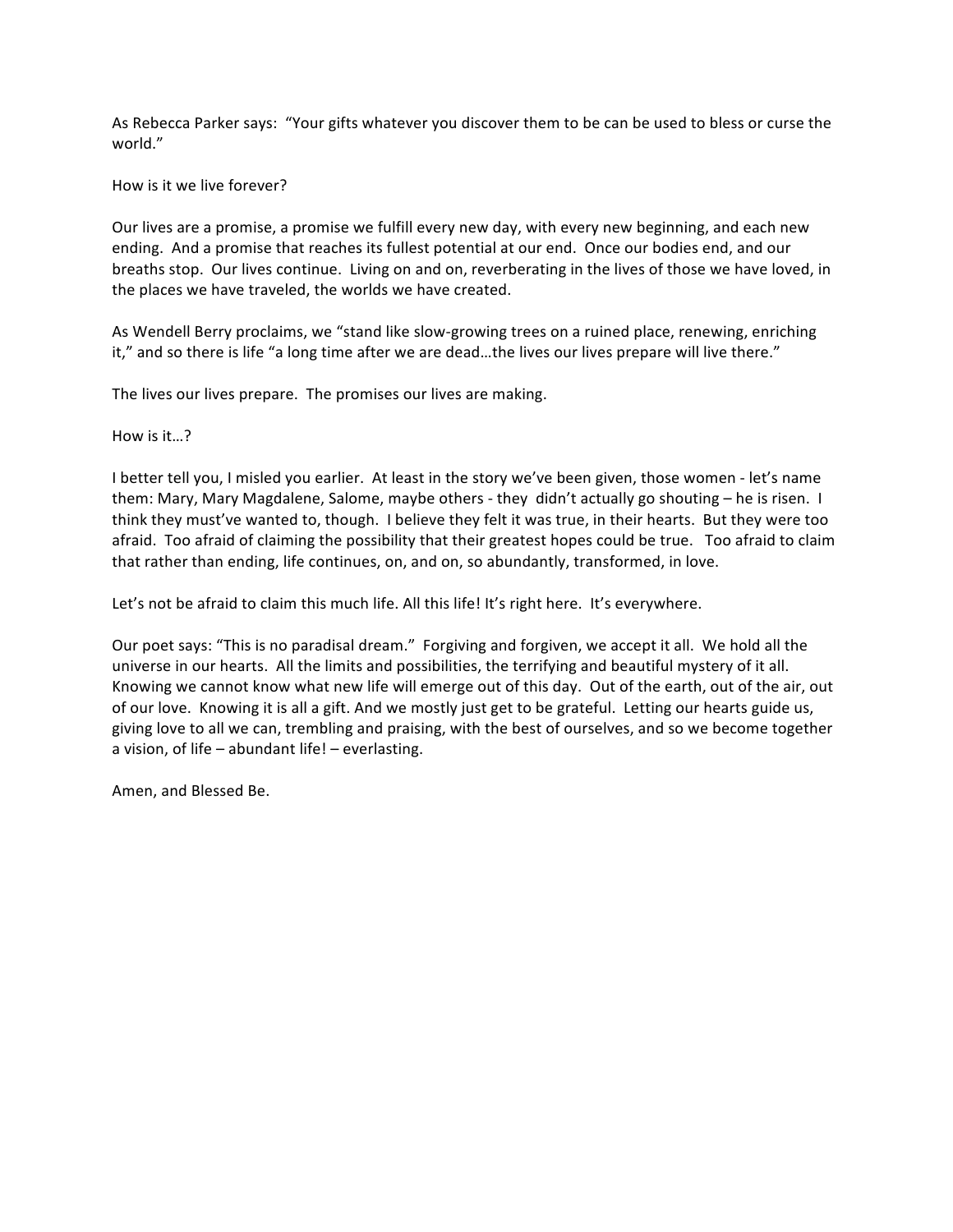As Rebecca Parker says: "Your gifts whatever you discover them to be can be used to bless or curse the world."

How is it we live forever?

Our lives are a promise, a promise we fulfill every new day, with every new beginning, and each new ending. And a promise that reaches its fullest potential at our end. Once our bodies end, and our breaths stop. Our lives continue. Living on and on, reverberating in the lives of those we have loved, in the places we have traveled, the worlds we have created.

As Wendell Berry proclaims, we "stand like slow-growing trees on a ruined place, renewing, enriching it," and so there is life "a long time after we are dead…the lives our lives prepare will live there."

The lives our lives prepare. The promises our lives are making.

How is it…?

I better tell you, I misled you earlier. At least in the story we've been given, those women - let's name them: Mary, Mary Magdalene, Salome, maybe others - they didn't actually go shouting – he is risen. I think they must've wanted to, though. I believe they felt it was true, in their hearts. But they were too afraid. Too afraid of claiming the possibility that their greatest hopes could be true. Too afraid to claim that rather than ending, life continues, on, and on, so abundantly, transformed, in love.

Let's not be afraid to claim this much life. All this life! It's right here. It's everywhere.

Our poet says: "This is no paradisal dream." Forgiving and forgiven, we accept it all. We hold all the universe in our hearts. All the limits and possibilities, the terrifying and beautiful mystery of it all. Knowing we cannot know what new life will emerge out of this day. Out of the earth, out of the air, out of our love. Knowing it is all a gift. And we mostly just get to be grateful. Letting our hearts guide us, giving love to all we can, trembling and praising, with the best of ourselves, and so we become together a vision, of life – abundant life! – everlasting.

Amen, and Blessed Be.